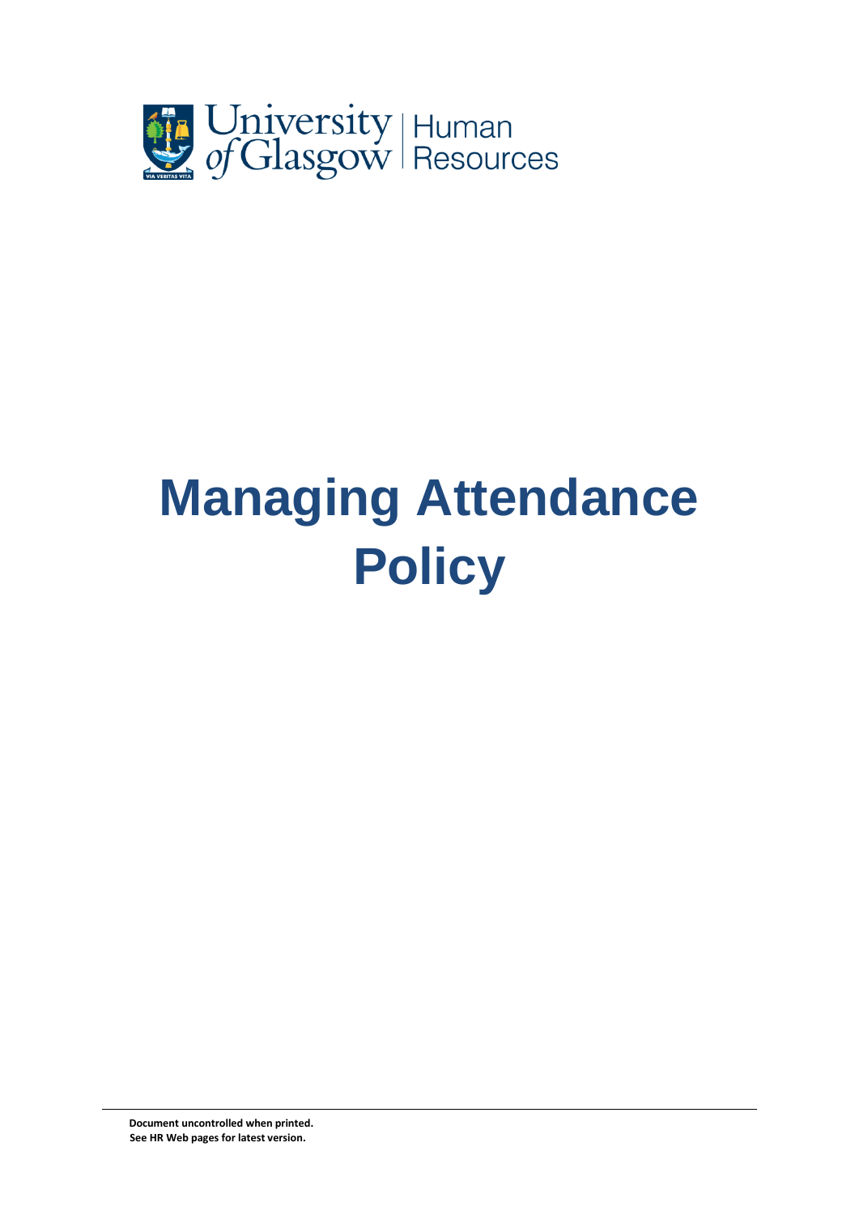University of Glasgow | Human Resources

# Managing Attendance Policy

**Document uncontrolled when printed.**
**See HR Web pages for latest version.**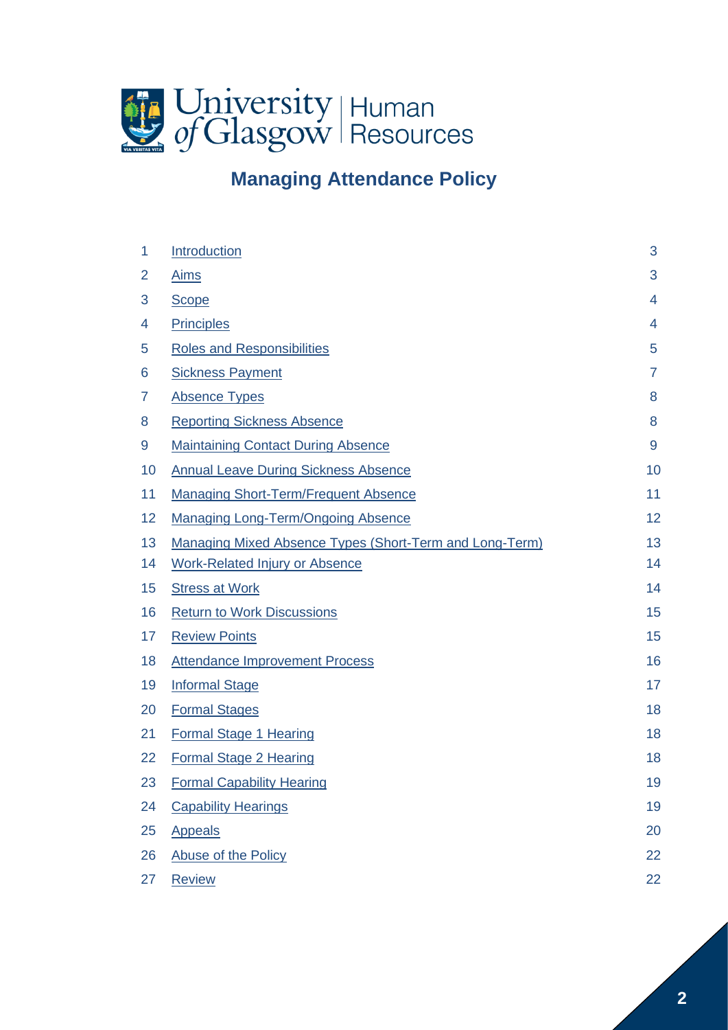University of Glasgow | Human Resources

# Managing Attendance Policy

| | | |
|---|---|---|
| 1 | Introduction | 3 |
| 2 | Aims | 3 |
| 3 | Scope | 4 |
| 4 | Principles | 4 |
| 5 | Roles and Responsibilities | 5 |
| 6 | Sickness Payment | 7 |
| 7 | Absence Types | 8 |
| 8 | Reporting Sickness Absence | 8 |
| 9 | Maintaining Contact During Absence | 9 |
| 10 | Annual Leave During Sickness Absence | 10 |
| 11 | Managing Short-Term/Frequent Absence | 11 |
| 12 | Managing Long-Term/Ongoing Absence | 12 |
| 13 | Managing Mixed Absence Types (Short-Term and Long-Term) | 13 |
| 14 | Work-Related Injury or Absence | 14 |
| 15 | Stress at Work | 14 |
| 16 | Return to Work Discussions | 15 |
| 17 | Review Points | 15 |
| 18 | Attendance Improvement Process | 16 |
| 19 | Informal Stage | 17 |
| 20 | Formal Stages | 18 |
| 21 | Formal Stage 1 Hearing | 18 |
| 22 | Formal Stage 2 Hearing | 18 |
| 23 | Formal Capability Hearing | 19 |
| 24 | Capability Hearings | 19 |
| 25 | Appeals | 20 |
| 26 | Abuse of the Policy | 22 |
| 27 | Review | 22 |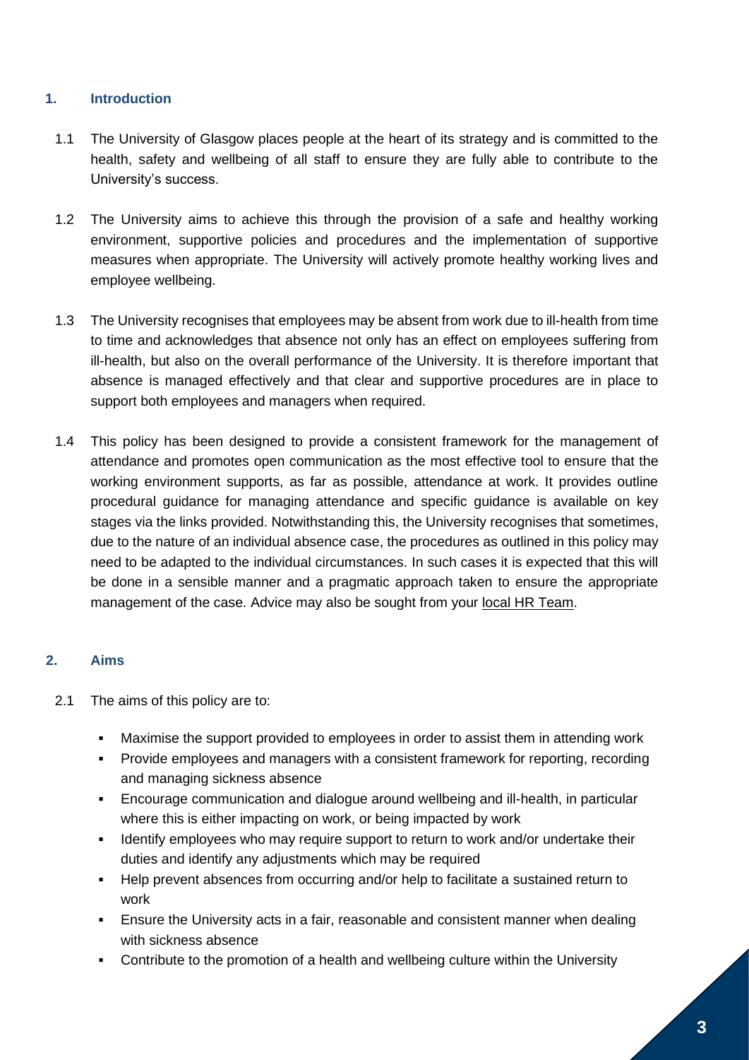## 1. Introduction

1.1 The University of Glasgow places people at the heart of its strategy and is committed to the health, safety and wellbeing of all staff to ensure they are fully able to contribute to the University's success.

1.2 The University aims to achieve this through the provision of a safe and healthy working environment, supportive policies and procedures and the implementation of supportive measures when appropriate. The University will actively promote healthy working lives and employee wellbeing.

1.3 The University recognises that employees may be absent from work due to ill-health from time to time and acknowledges that absence not only has an effect on employees suffering from ill-health, but also on the overall performance of the University. It is therefore important that absence is managed effectively and that clear and supportive procedures are in place to support both employees and managers when required.

1.4 This policy has been designed to provide a consistent framework for the management of attendance and promotes open communication as the most effective tool to ensure that the working environment supports, as far as possible, attendance at work. It provides outline procedural guidance for managing attendance and specific guidance is available on key stages via the links provided. Notwithstanding this, the University recognises that sometimes, due to the nature of an individual absence case, the procedures as outlined in this policy may need to be adapted to the individual circumstances. In such cases it is expected that this will be done in a sensible manner and a pragmatic approach taken to ensure the appropriate management of the case. Advice may also be sought from your local HR Team.

## 2. Aims

2.1 The aims of this policy are to:

- Maximise the support provided to employees in order to assist them in attending work
- Provide employees and managers with a consistent framework for reporting, recording and managing sickness absence
- Encourage communication and dialogue around wellbeing and ill-health, in particular where this is either impacting on work, or being impacted by work
- Identify employees who may require support to return to work and/or undertake their duties and identify any adjustments which may be required
- Help prevent absences from occurring and/or help to facilitate a sustained return to work
- Ensure the University acts in a fair, reasonable and consistent manner when dealing with sickness absence
- Contribute to the promotion of a health and wellbeing culture within the University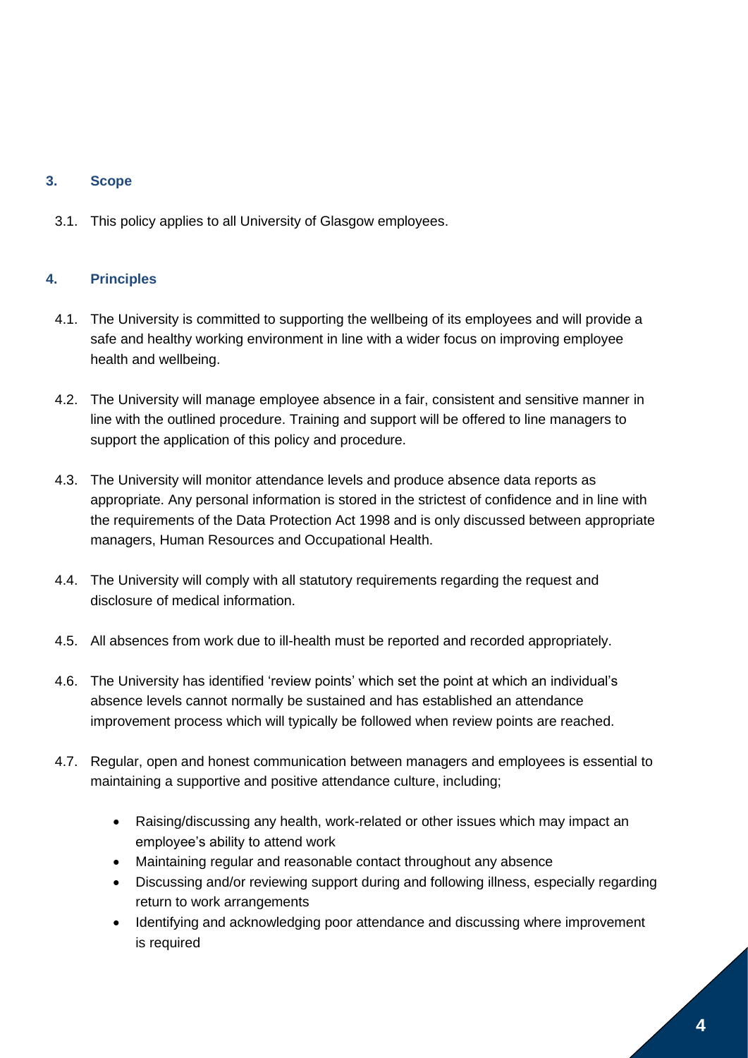## 3. Scope

3.1. This policy applies to all University of Glasgow employees.

## 4. Principles

4.1. The University is committed to supporting the wellbeing of its employees and will provide a safe and healthy working environment in line with a wider focus on improving employee health and wellbeing.

4.2. The University will manage employee absence in a fair, consistent and sensitive manner in line with the outlined procedure. Training and support will be offered to line managers to support the application of this policy and procedure.

4.3. The University will monitor attendance levels and produce absence data reports as appropriate. Any personal information is stored in the strictest of confidence and in line with the requirements of the Data Protection Act 1998 and is only discussed between appropriate managers, Human Resources and Occupational Health.

4.4. The University will comply with all statutory requirements regarding the request and disclosure of medical information.

4.5. All absences from work due to ill-health must be reported and recorded appropriately.

4.6. The University has identified 'review points' which set the point at which an individual's absence levels cannot normally be sustained and has established an attendance improvement process which will typically be followed when review points are reached.

4.7. Regular, open and honest communication between managers and employees is essential to maintaining a supportive and positive attendance culture, including;

- Raising/discussing any health, work-related or other issues which may impact an employee's ability to attend work
- Maintaining regular and reasonable contact throughout any absence
- Discussing and/or reviewing support during and following illness, especially regarding return to work arrangements
- Identifying and acknowledging poor attendance and discussing where improvement is required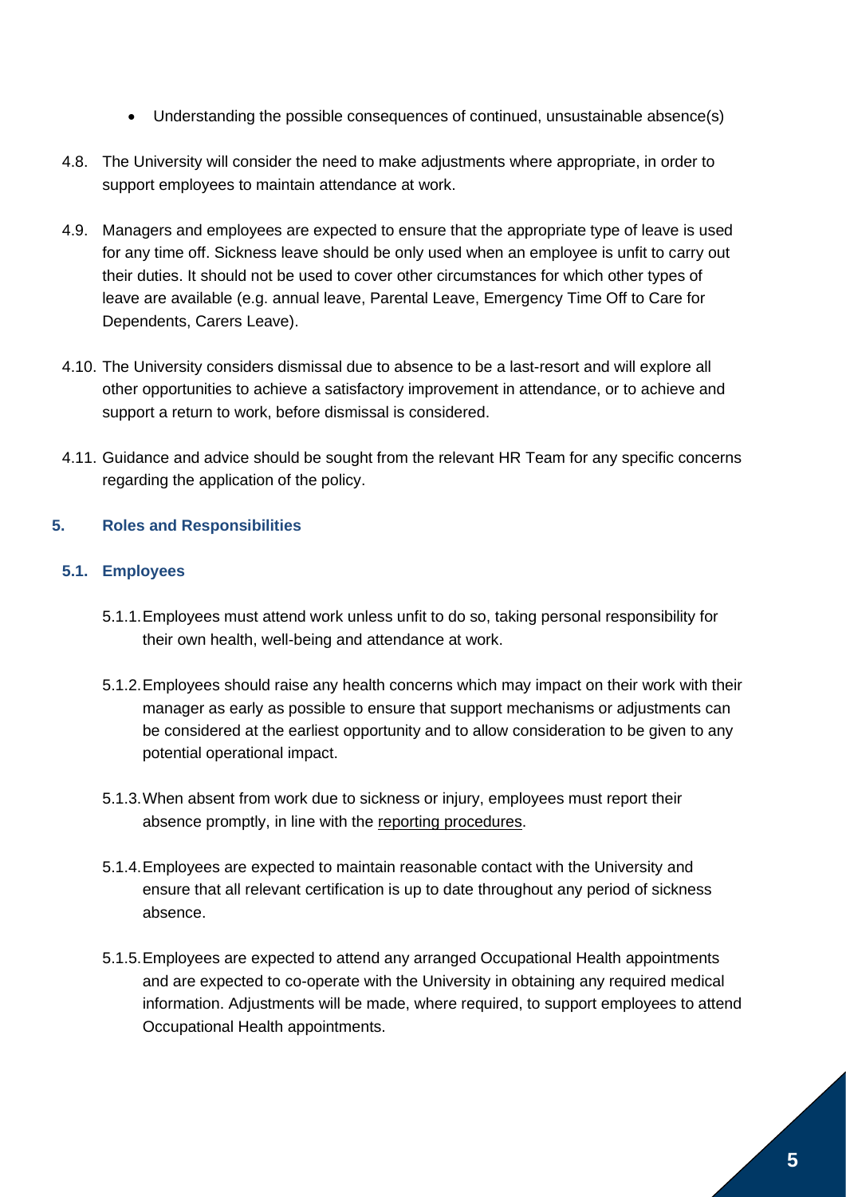- Understanding the possible consequences of continued, unsustainable absence(s)

4.8. The University will consider the need to make adjustments where appropriate, in order to support employees to maintain attendance at work.

4.9. Managers and employees are expected to ensure that the appropriate type of leave is used for any time off. Sickness leave should be only used when an employee is unfit to carry out their duties. It should not be used to cover other circumstances for which other types of leave are available (e.g. annual leave, Parental Leave, Emergency Time Off to Care for Dependents, Carers Leave).

4.10. The University considers dismissal due to absence to be a last-resort and will explore all other opportunities to achieve a satisfactory improvement in attendance, or to achieve and support a return to work, before dismissal is considered.

4.11. Guidance and advice should be sought from the relevant HR Team for any specific concerns regarding the application of the policy.

## 5. Roles and Responsibilities

### 5.1. Employees

5.1.1. Employees must attend work unless unfit to do so, taking personal responsibility for their own health, well-being and attendance at work.

5.1.2. Employees should raise any health concerns which may impact on their work with their manager as early as possible to ensure that support mechanisms or adjustments can be considered at the earliest opportunity and to allow consideration to be given to any potential operational impact.

5.1.3. When absent from work due to sickness or injury, employees must report their absence promptly, in line with the reporting procedures.

5.1.4. Employees are expected to maintain reasonable contact with the University and ensure that all relevant certification is up to date throughout any period of sickness absence.

5.1.5. Employees are expected to attend any arranged Occupational Health appointments and are expected to co-operate with the University in obtaining any required medical information. Adjustments will be made, where required, to support employees to attend Occupational Health appointments.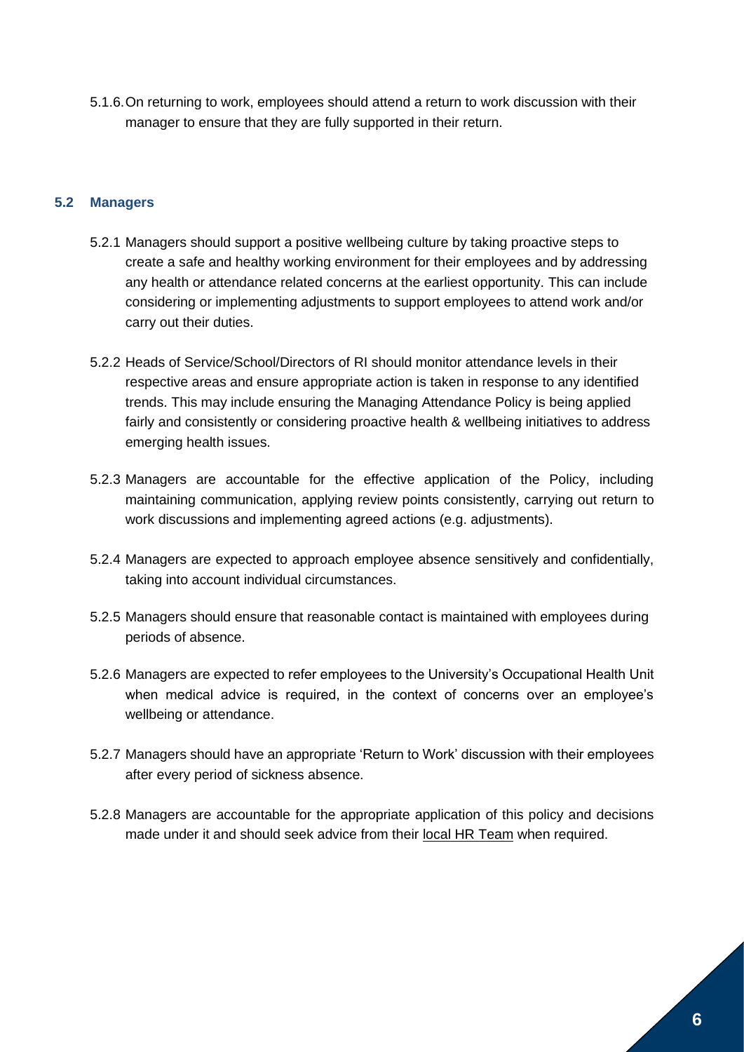5.1.6. On returning to work, employees should attend a return to work discussion with their manager to ensure that they are fully supported in their return.

### 5.2 Managers

5.2.1 Managers should support a positive wellbeing culture by taking proactive steps to create a safe and healthy working environment for their employees and by addressing any health or attendance related concerns at the earliest opportunity. This can include considering or implementing adjustments to support employees to attend work and/or carry out their duties.

5.2.2 Heads of Service/School/Directors of RI should monitor attendance levels in their respective areas and ensure appropriate action is taken in response to any identified trends. This may include ensuring the Managing Attendance Policy is being applied fairly and consistently or considering proactive health & wellbeing initiatives to address emerging health issues.

5.2.3 Managers are accountable for the effective application of the Policy, including maintaining communication, applying review points consistently, carrying out return to work discussions and implementing agreed actions (e.g. adjustments).

5.2.4 Managers are expected to approach employee absence sensitively and confidentially, taking into account individual circumstances.

5.2.5 Managers should ensure that reasonable contact is maintained with employees during periods of absence.

5.2.6 Managers are expected to refer employees to the University's Occupational Health Unit when medical advice is required, in the context of concerns over an employee's wellbeing or attendance.

5.2.7 Managers should have an appropriate 'Return to Work' discussion with their employees after every period of sickness absence.

5.2.8 Managers are accountable for the appropriate application of this policy and decisions made under it and should seek advice from their local HR Team when required.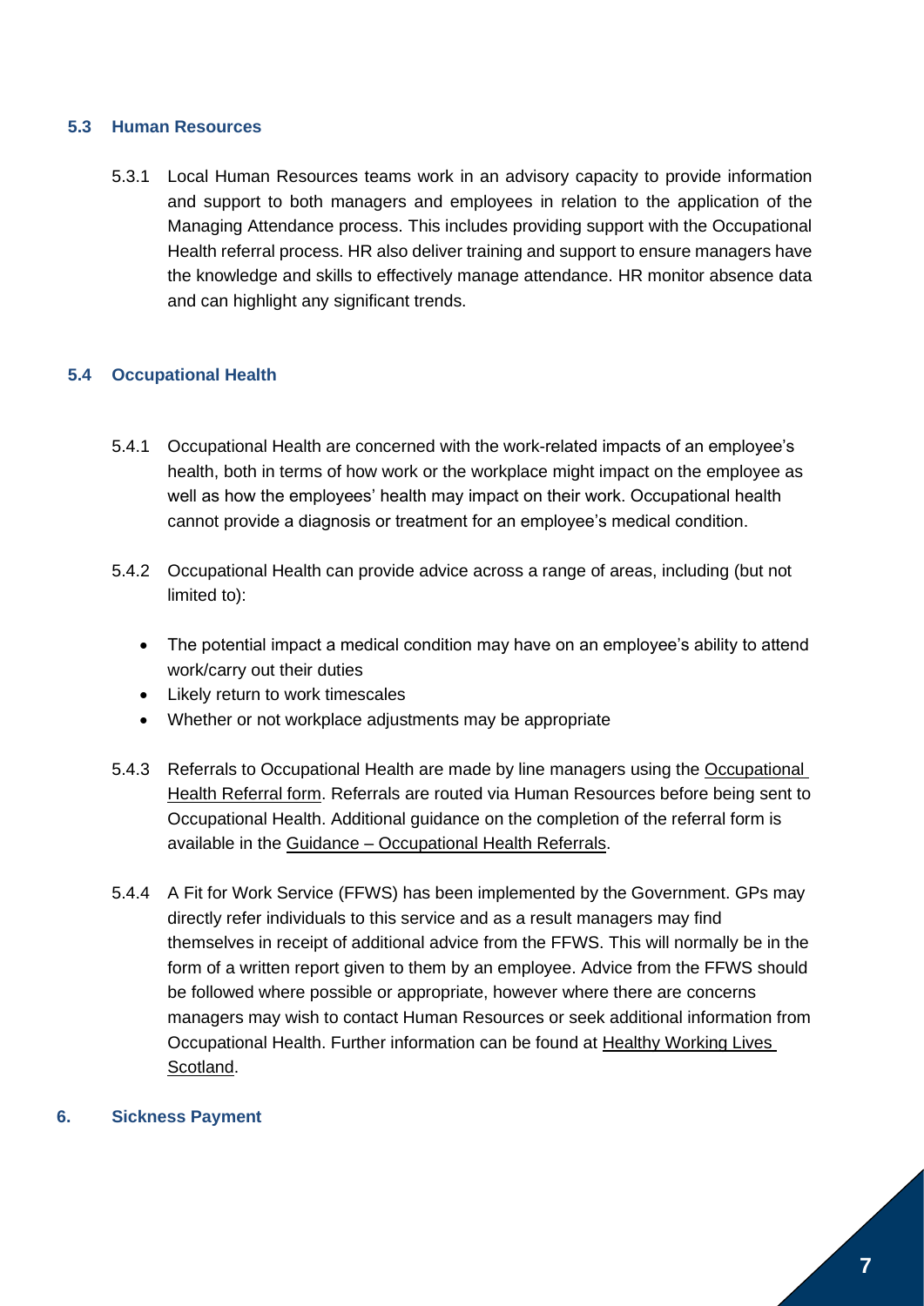### 5.3 Human Resources

5.3.1 Local Human Resources teams work in an advisory capacity to provide information and support to both managers and employees in relation to the application of the Managing Attendance process. This includes providing support with the Occupational Health referral process. HR also deliver training and support to ensure managers have the knowledge and skills to effectively manage attendance. HR monitor absence data and can highlight any significant trends.

### 5.4 Occupational Health

5.4.1 Occupational Health are concerned with the work-related impacts of an employee's health, both in terms of how work or the workplace might impact on the employee as well as how the employees' health may impact on their work. Occupational health cannot provide a diagnosis or treatment for an employee's medical condition.

5.4.2 Occupational Health can provide advice across a range of areas, including (but not limited to):

- The potential impact a medical condition may have on an employee's ability to attend work/carry out their duties
- Likely return to work timescales
- Whether or not workplace adjustments may be appropriate

5.4.3 Referrals to Occupational Health are made by line managers using the Occupational Health Referral form. Referrals are routed via Human Resources before being sent to Occupational Health. Additional guidance on the completion of the referral form is available in the Guidance – Occupational Health Referrals.

5.4.4 A Fit for Work Service (FFWS) has been implemented by the Government. GPs may directly refer individuals to this service and as a result managers may find themselves in receipt of additional advice from the FFWS. This will normally be in the form of a written report given to them by an employee. Advice from the FFWS should be followed where possible or appropriate, however where there are concerns managers may wish to contact Human Resources or seek additional information from Occupational Health. Further information can be found at Healthy Working Lives Scotland.

## 6. Sickness Payment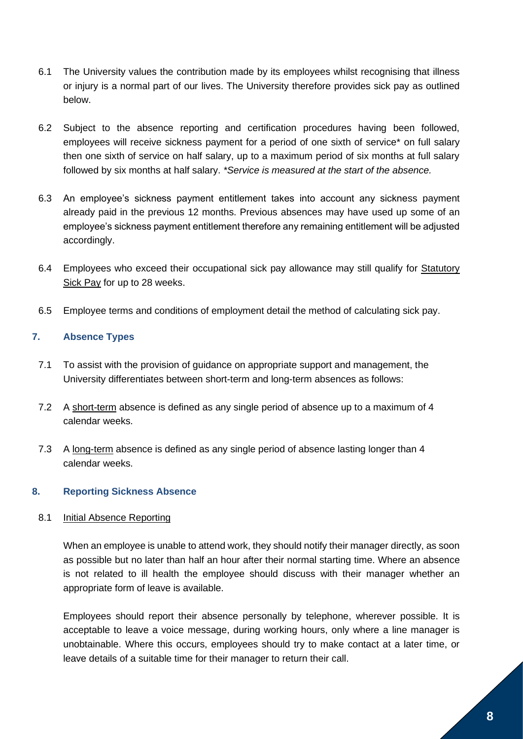6.1 The University values the contribution made by its employees whilst recognising that illness or injury is a normal part of our lives. The University therefore provides sick pay as outlined below.

6.2 Subject to the absence reporting and certification procedures having been followed, employees will receive sickness payment for a period of one sixth of service* on full salary then one sixth of service on half salary, up to a maximum period of six months at full salary followed by six months at half salary. **Service is measured at the start of the absence.*

6.3 An employee's sickness payment entitlement takes into account any sickness payment already paid in the previous 12 months. Previous absences may have used up some of an employee's sickness payment entitlement therefore any remaining entitlement will be adjusted accordingly.

6.4 Employees who exceed their occupational sick pay allowance may still qualify for Statutory Sick Pay for up to 28 weeks.

6.5 Employee terms and conditions of employment detail the method of calculating sick pay.

## 7. Absence Types

7.1 To assist with the provision of guidance on appropriate support and management, the University differentiates between short-term and long-term absences as follows:

7.2 A short-term absence is defined as any single period of absence up to a maximum of 4 calendar weeks.

7.3 A long-term absence is defined as any single period of absence lasting longer than 4 calendar weeks.

## 8. Reporting Sickness Absence

8.1 Initial Absence Reporting

When an employee is unable to attend work, they should notify their manager directly, as soon as possible but no later than half an hour after their normal starting time. Where an absence is not related to ill health the employee should discuss with their manager whether an appropriate form of leave is available.

Employees should report their absence personally by telephone, wherever possible. It is acceptable to leave a voice message, during working hours, only where a line manager is unobtainable. Where this occurs, employees should try to make contact at a later time, or leave details of a suitable time for their manager to return their call.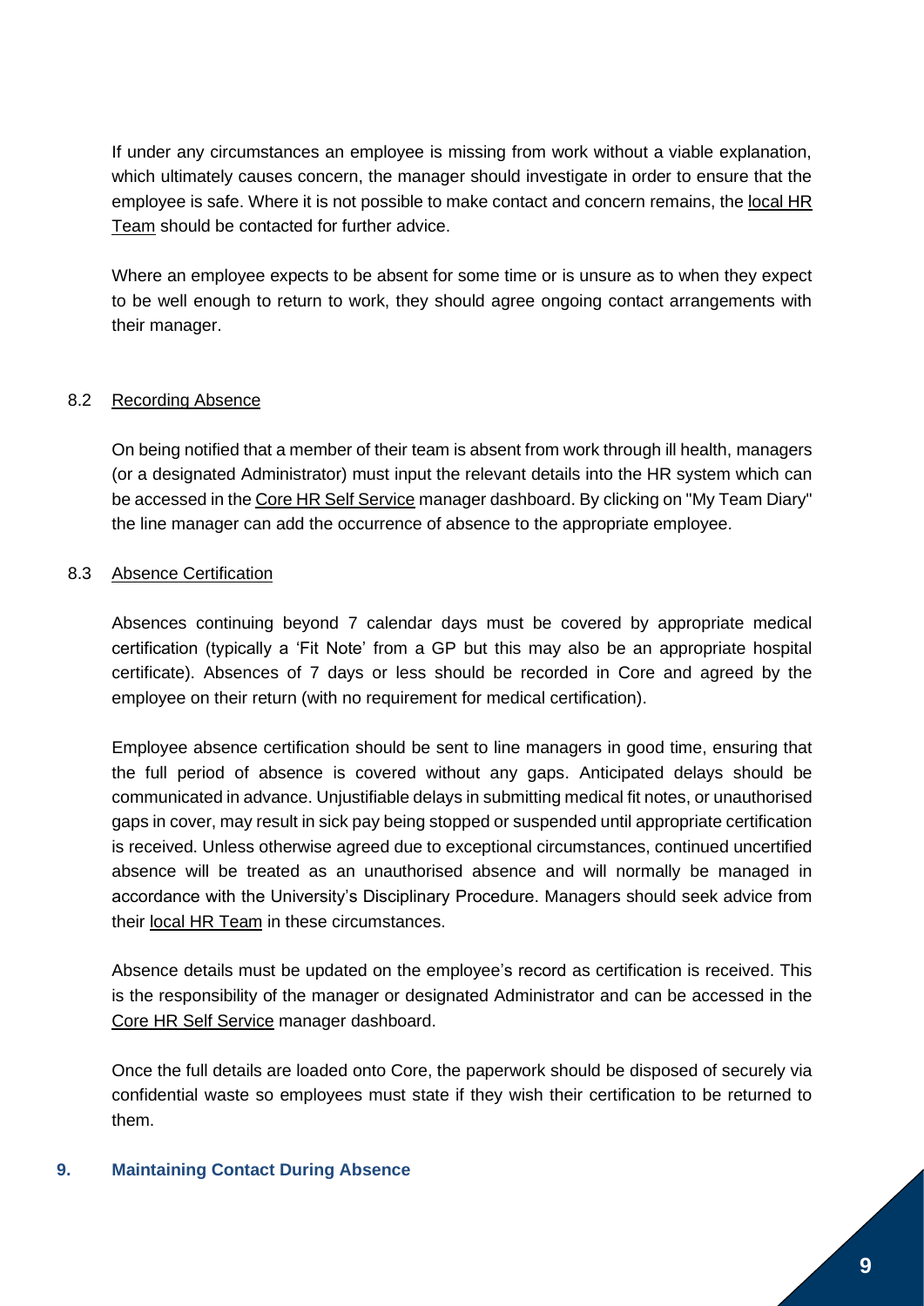If under any circumstances an employee is missing from work without a viable explanation, which ultimately causes concern, the manager should investigate in order to ensure that the employee is safe. Where it is not possible to make contact and concern remains, the local HR Team should be contacted for further advice.

Where an employee expects to be absent for some time or is unsure as to when they expect to be well enough to return to work, they should agree ongoing contact arrangements with their manager.

### 8.2 Recording Absence

On being notified that a member of their team is absent from work through ill health, managers (or a designated Administrator) must input the relevant details into the HR system which can be accessed in the Core HR Self Service manager dashboard. By clicking on "My Team Diary" the line manager can add the occurrence of absence to the appropriate employee.

### 8.3 Absence Certification

Absences continuing beyond 7 calendar days must be covered by appropriate medical certification (typically a 'Fit Note' from a GP but this may also be an appropriate hospital certificate). Absences of 7 days or less should be recorded in Core and agreed by the employee on their return (with no requirement for medical certification).

Employee absence certification should be sent to line managers in good time, ensuring that the full period of absence is covered without any gaps. Anticipated delays should be communicated in advance. Unjustifiable delays in submitting medical fit notes, or unauthorised gaps in cover, may result in sick pay being stopped or suspended until appropriate certification is received. Unless otherwise agreed due to exceptional circumstances, continued uncertified absence will be treated as an unauthorised absence and will normally be managed in accordance with the University's Disciplinary Procedure. Managers should seek advice from their local HR Team in these circumstances.

Absence details must be updated on the employee's record as certification is received. This is the responsibility of the manager or designated Administrator and can be accessed in the Core HR Self Service manager dashboard.

Once the full details are loaded onto Core, the paperwork should be disposed of securely via confidential waste so employees must state if they wish their certification to be returned to them.

## 9. Maintaining Contact During Absence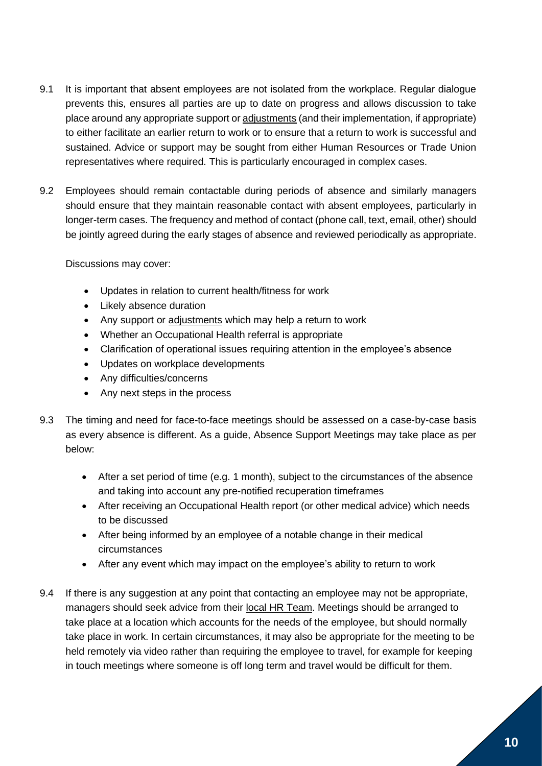9.1 It is important that absent employees are not isolated from the workplace. Regular dialogue prevents this, ensures all parties are up to date on progress and allows discussion to take place around any appropriate support or adjustments (and their implementation, if appropriate) to either facilitate an earlier return to work or to ensure that a return to work is successful and sustained. Advice or support may be sought from either Human Resources or Trade Union representatives where required. This is particularly encouraged in complex cases.

9.2 Employees should remain contactable during periods of absence and similarly managers should ensure that they maintain reasonable contact with absent employees, particularly in longer-term cases. The frequency and method of contact (phone call, text, email, other) should be jointly agreed during the early stages of absence and reviewed periodically as appropriate.

Discussions may cover:

- Updates in relation to current health/fitness for work
- Likely absence duration
- Any support or adjustments which may help a return to work
- Whether an Occupational Health referral is appropriate
- Clarification of operational issues requiring attention in the employee's absence
- Updates on workplace developments
- Any difficulties/concerns
- Any next steps in the process

9.3 The timing and need for face-to-face meetings should be assessed on a case-by-case basis as every absence is different. As a guide, Absence Support Meetings may take place as per below:

- After a set period of time (e.g. 1 month), subject to the circumstances of the absence and taking into account any pre-notified recuperation timeframes
- After receiving an Occupational Health report (or other medical advice) which needs to be discussed
- After being informed by an employee of a notable change in their medical circumstances
- After any event which may impact on the employee's ability to return to work

9.4 If there is any suggestion at any point that contacting an employee may not be appropriate, managers should seek advice from their local HR Team. Meetings should be arranged to take place at a location which accounts for the needs of the employee, but should normally take place in work. In certain circumstances, it may also be appropriate for the meeting to be held remotely via video rather than requiring the employee to travel, for example for keeping in touch meetings where someone is off long term and travel would be difficult for them.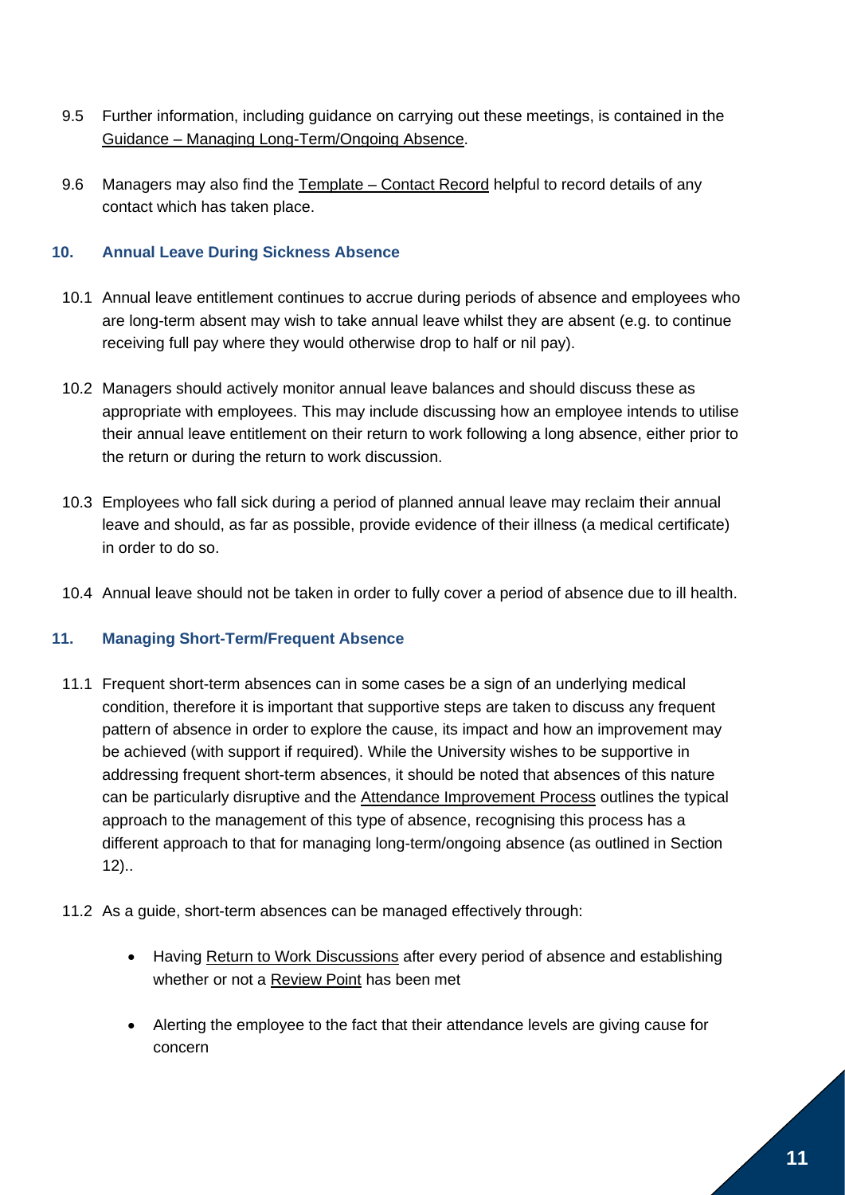9.5 Further information, including guidance on carrying out these meetings, is contained in the Guidance – Managing Long-Term/Ongoing Absence.

9.6 Managers may also find the Template – Contact Record helpful to record details of any contact which has taken place.

## 10. Annual Leave During Sickness Absence

10.1 Annual leave entitlement continues to accrue during periods of absence and employees who are long-term absent may wish to take annual leave whilst they are absent (e.g. to continue receiving full pay where they would otherwise drop to half or nil pay).

10.2 Managers should actively monitor annual leave balances and should discuss these as appropriate with employees. This may include discussing how an employee intends to utilise their annual leave entitlement on their return to work following a long absence, either prior to the return or during the return to work discussion.

10.3 Employees who fall sick during a period of planned annual leave may reclaim their annual leave and should, as far as possible, provide evidence of their illness (a medical certificate) in order to do so.

10.4 Annual leave should not be taken in order to fully cover a period of absence due to ill health.

## 11. Managing Short-Term/Frequent Absence

11.1 Frequent short-term absences can in some cases be a sign of an underlying medical condition, therefore it is important that supportive steps are taken to discuss any frequent pattern of absence in order to explore the cause, its impact and how an improvement may be achieved (with support if required). While the University wishes to be supportive in addressing frequent short-term absences, it should be noted that absences of this nature can be particularly disruptive and the Attendance Improvement Process outlines the typical approach to the management of this type of absence, recognising this process has a different approach to that for managing long-term/ongoing absence (as outlined in Section 12)..

11.2 As a guide, short-term absences can be managed effectively through:

- Having Return to Work Discussions after every period of absence and establishing whether or not a Review Point has been met
- Alerting the employee to the fact that their attendance levels are giving cause for concern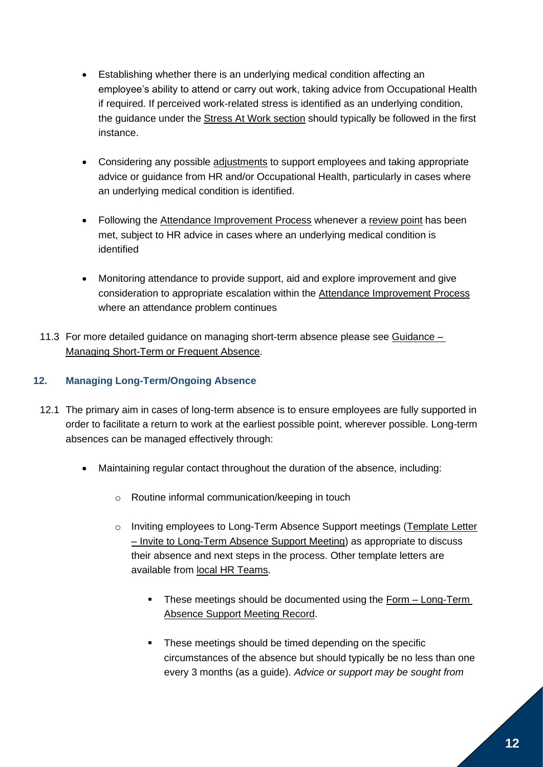- Establishing whether there is an underlying medical condition affecting an employee's ability to attend or carry out work, taking advice from Occupational Health if required. If perceived work-related stress is identified as an underlying condition, the guidance under the Stress At Work section should typically be followed in the first instance.

- Considering any possible adjustments to support employees and taking appropriate advice or guidance from HR and/or Occupational Health, particularly in cases where an underlying medical condition is identified.

- Following the Attendance Improvement Process whenever a review point has been met, subject to HR advice in cases where an underlying medical condition is identified

- Monitoring attendance to provide support, aid and explore improvement and give consideration to appropriate escalation within the Attendance Improvement Process where an attendance problem continues

11.3 For more detailed guidance on managing short-term absence please see Guidance – Managing Short-Term or Frequent Absence.

## 12. Managing Long-Term/Ongoing Absence

12.1 The primary aim in cases of long-term absence is to ensure employees are fully supported in order to facilitate a return to work at the earliest possible point, wherever possible. Long-term absences can be managed effectively through:

- Maintaining regular contact throughout the duration of the absence, including:
  - Routine informal communication/keeping in touch
  - Inviting employees to Long-Term Absence Support meetings (Template Letter – Invite to Long-Term Absence Support Meeting) as appropriate to discuss their absence and next steps in the process. Other template letters are available from local HR Teams.
    - These meetings should be documented using the Form – Long-Term Absence Support Meeting Record.
    - These meetings should be timed depending on the specific circumstances of the absence but should typically be no less than one every 3 months (as a guide). *Advice or support may be sought from*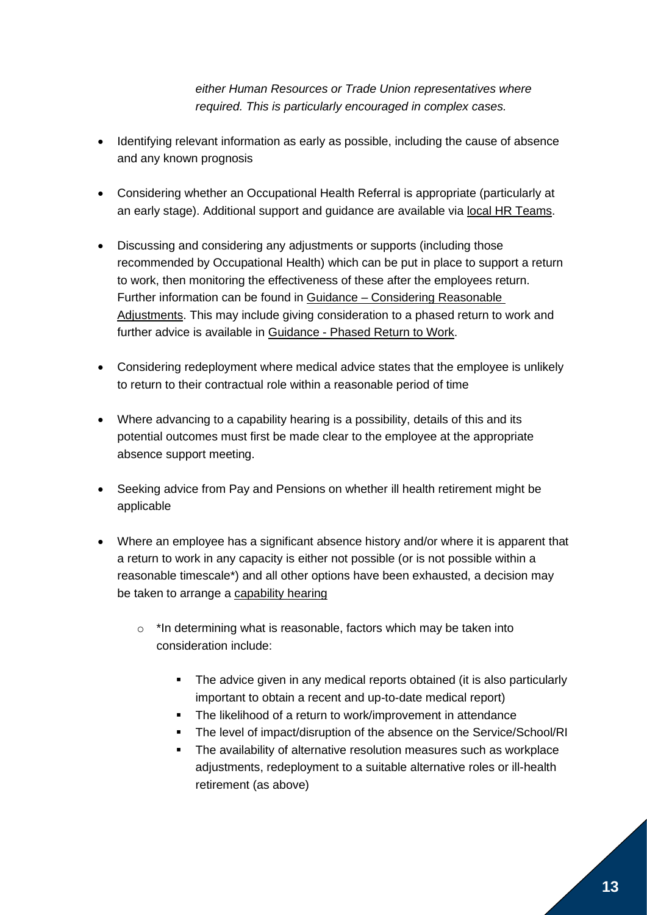*either Human Resources or Trade Union representatives where required. This is particularly encouraged in complex cases.*

- Identifying relevant information as early as possible, including the cause of absence and any known prognosis
- Considering whether an Occupational Health Referral is appropriate (particularly at an early stage). Additional support and guidance are available via local HR Teams.
- Discussing and considering any adjustments or supports (including those recommended by Occupational Health) which can be put in place to support a return to work, then monitoring the effectiveness of these after the employees return. Further information can be found in Guidance – Considering Reasonable Adjustments. This may include giving consideration to a phased return to work and further advice is available in Guidance - Phased Return to Work.
- Considering redeployment where medical advice states that the employee is unlikely to return to their contractual role within a reasonable period of time
- Where advancing to a capability hearing is a possibility, details of this and its potential outcomes must first be made clear to the employee at the appropriate absence support meeting.
- Seeking advice from Pay and Pensions on whether ill health retirement might be applicable
- Where an employee has a significant absence history and/or where it is apparent that a return to work in any capacity is either not possible (or is not possible within a reasonable timescale*) and all other options have been exhausted, a decision may be taken to arrange a capability hearing
    - *In determining what is reasonable, factors which may be taken into consideration include:
        - The advice given in any medical reports obtained (it is also particularly important to obtain a recent and up-to-date medical report)
        - The likelihood of a return to work/improvement in attendance
        - The level of impact/disruption of the absence on the Service/School/RI
        - The availability of alternative resolution measures such as workplace adjustments, redeployment to a suitable alternative roles or ill-health retirement (as above)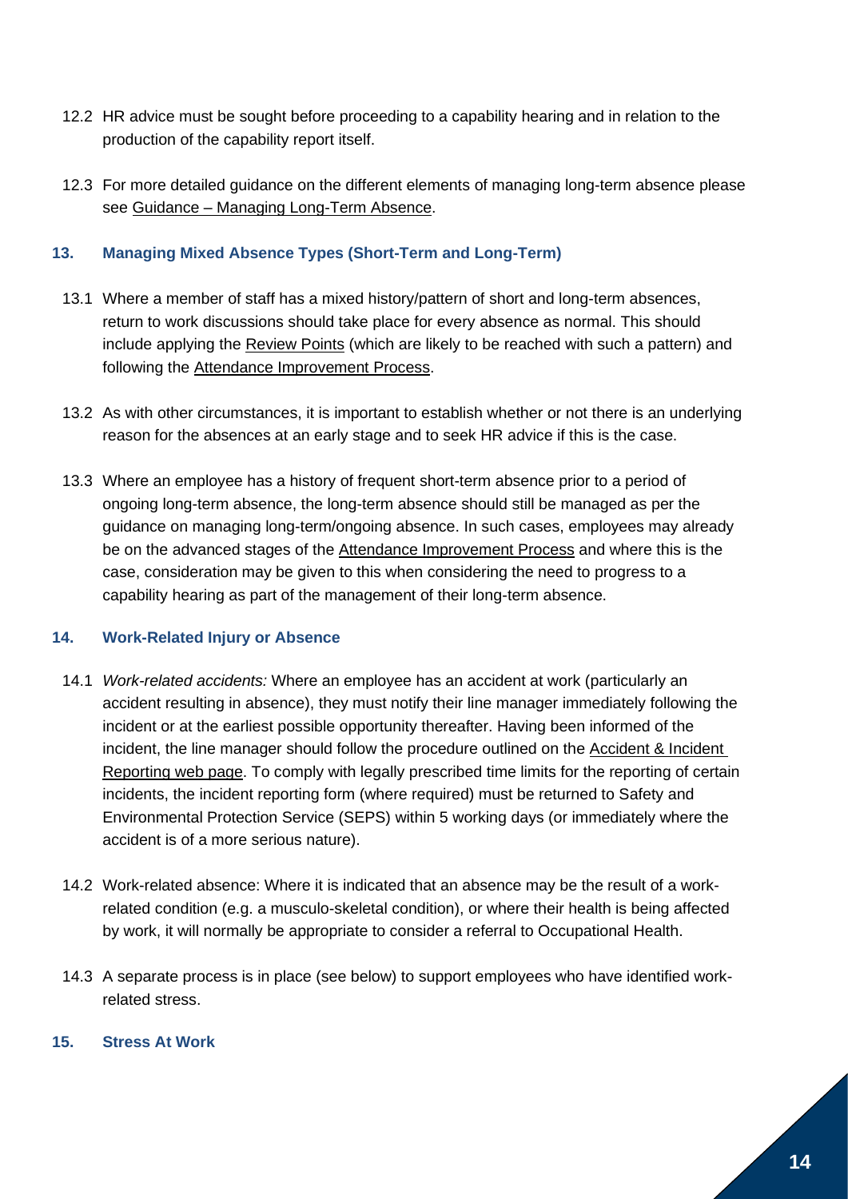12.2 HR advice must be sought before proceeding to a capability hearing and in relation to the production of the capability report itself.

12.3 For more detailed guidance on the different elements of managing long-term absence please see Guidance – Managing Long-Term Absence.

## 13. Managing Mixed Absence Types (Short-Term and Long-Term)

13.1 Where a member of staff has a mixed history/pattern of short and long-term absences, return to work discussions should take place for every absence as normal. This should include applying the Review Points (which are likely to be reached with such a pattern) and following the Attendance Improvement Process.

13.2 As with other circumstances, it is important to establish whether or not there is an underlying reason for the absences at an early stage and to seek HR advice if this is the case.

13.3 Where an employee has a history of frequent short-term absence prior to a period of ongoing long-term absence, the long-term absence should still be managed as per the guidance on managing long-term/ongoing absence. In such cases, employees may already be on the advanced stages of the Attendance Improvement Process and where this is the case, consideration may be given to this when considering the need to progress to a capability hearing as part of the management of their long-term absence.

## 14. Work-Related Injury or Absence

14.1 *Work-related accidents:* Where an employee has an accident at work (particularly an accident resulting in absence), they must notify their line manager immediately following the incident or at the earliest possible opportunity thereafter. Having been informed of the incident, the line manager should follow the procedure outlined on the Accident & Incident Reporting web page. To comply with legally prescribed time limits for the reporting of certain incidents, the incident reporting form (where required) must be returned to Safety and Environmental Protection Service (SEPS) within 5 working days (or immediately where the accident is of a more serious nature).

14.2 Work-related absence: Where it is indicated that an absence may be the result of a work-related condition (e.g. a musculo-skeletal condition), or where their health is being affected by work, it will normally be appropriate to consider a referral to Occupational Health.

14.3 A separate process is in place (see below) to support employees who have identified work-related stress.

## 15. Stress At Work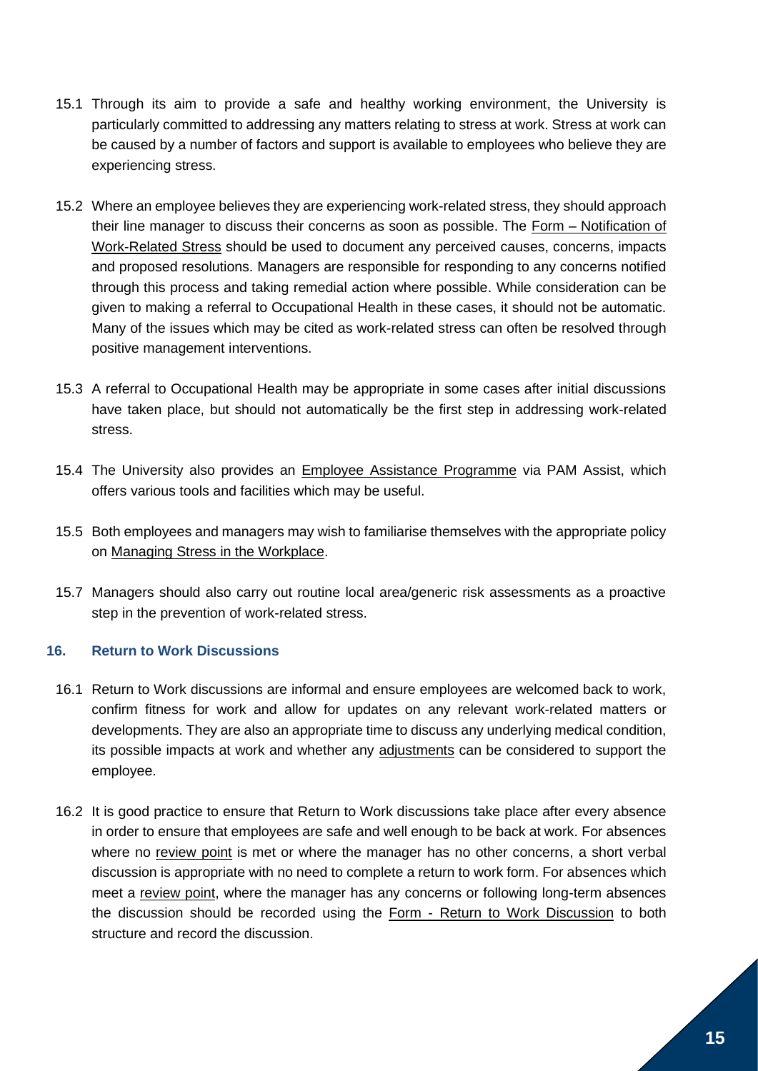15.1 Through its aim to provide a safe and healthy working environment, the University is particularly committed to addressing any matters relating to stress at work. Stress at work can be caused by a number of factors and support is available to employees who believe they are experiencing stress.

15.2 Where an employee believes they are experiencing work-related stress, they should approach their line manager to discuss their concerns as soon as possible. The Form – Notification of Work-Related Stress should be used to document any perceived causes, concerns, impacts and proposed resolutions. Managers are responsible for responding to any concerns notified through this process and taking remedial action where possible. While consideration can be given to making a referral to Occupational Health in these cases, it should not be automatic. Many of the issues which may be cited as work-related stress can often be resolved through positive management interventions.

15.3 A referral to Occupational Health may be appropriate in some cases after initial discussions have taken place, but should not automatically be the first step in addressing work-related stress.

15.4 The University also provides an Employee Assistance Programme via PAM Assist, which offers various tools and facilities which may be useful.

15.5 Both employees and managers may wish to familiarise themselves with the appropriate policy on Managing Stress in the Workplace.

15.7 Managers should also carry out routine local area/generic risk assessments as a proactive step in the prevention of work-related stress.

## 16. Return to Work Discussions

16.1 Return to Work discussions are informal and ensure employees are welcomed back to work, confirm fitness for work and allow for updates on any relevant work-related matters or developments. They are also an appropriate time to discuss any underlying medical condition, its possible impacts at work and whether any adjustments can be considered to support the employee.

16.2 It is good practice to ensure that Return to Work discussions take place after every absence in order to ensure that employees are safe and well enough to be back at work. For absences where no review point is met or where the manager has no other concerns, a short verbal discussion is appropriate with no need to complete a return to work form. For absences which meet a review point, where the manager has any concerns or following long-term absences the discussion should be recorded using the Form - Return to Work Discussion to both structure and record the discussion.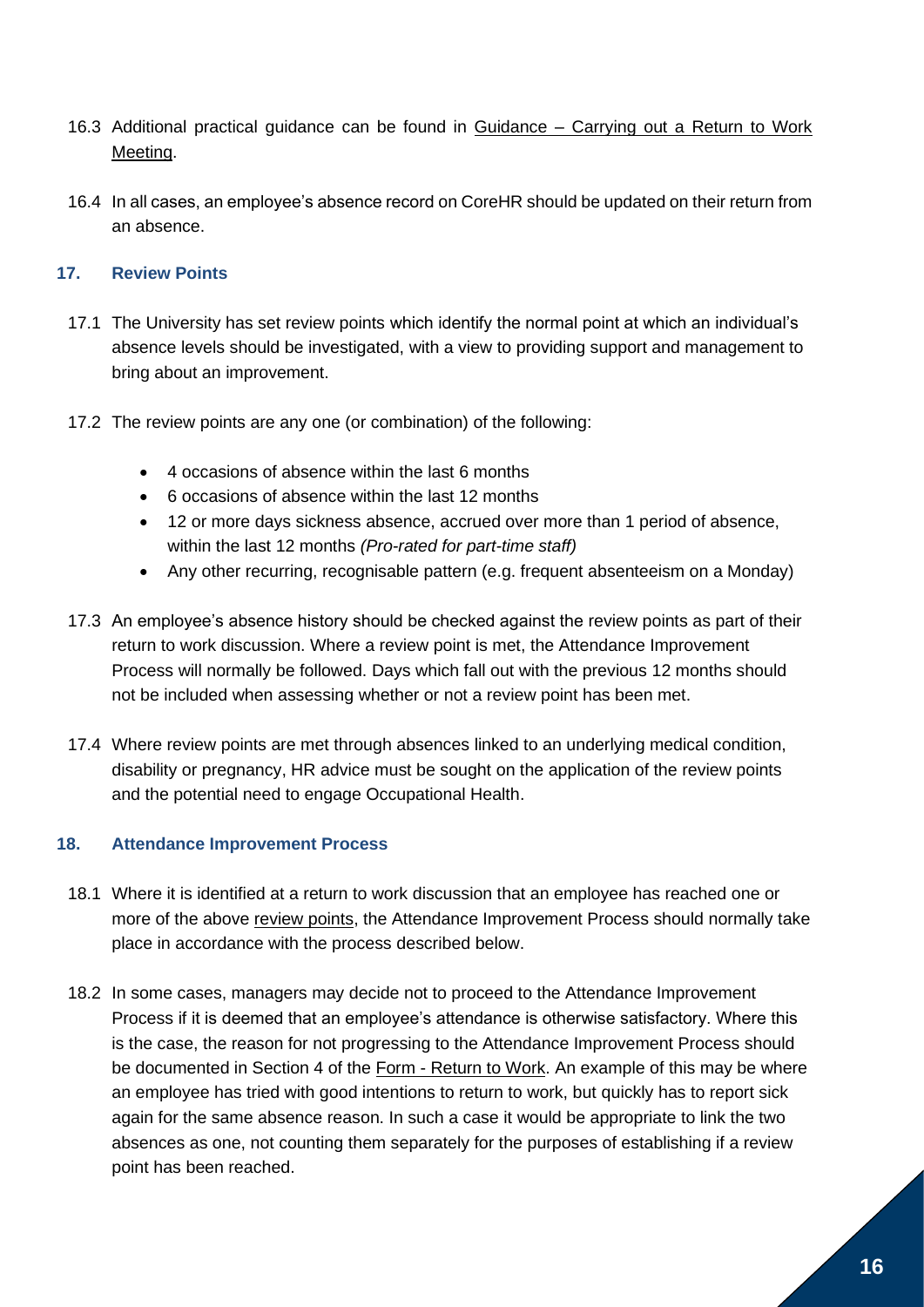16.3 Additional practical guidance can be found in Guidance – Carrying out a Return to Work Meeting.

16.4 In all cases, an employee's absence record on CoreHR should be updated on their return from an absence.

## 17. Review Points

17.1 The University has set review points which identify the normal point at which an individual's absence levels should be investigated, with a view to providing support and management to bring about an improvement.

17.2 The review points are any one (or combination) of the following:

- 4 occasions of absence within the last 6 months
- 6 occasions of absence within the last 12 months
- 12 or more days sickness absence, accrued over more than 1 period of absence, within the last 12 months *(Pro-rated for part-time staff)*
- Any other recurring, recognisable pattern (e.g. frequent absenteeism on a Monday)

17.3 An employee's absence history should be checked against the review points as part of their return to work discussion. Where a review point is met, the Attendance Improvement Process will normally be followed. Days which fall out with the previous 12 months should not be included when assessing whether or not a review point has been met.

17.4 Where review points are met through absences linked to an underlying medical condition, disability or pregnancy, HR advice must be sought on the application of the review points and the potential need to engage Occupational Health.

## 18. Attendance Improvement Process

18.1 Where it is identified at a return to work discussion that an employee has reached one or more of the above review points, the Attendance Improvement Process should normally take place in accordance with the process described below.

18.2 In some cases, managers may decide not to proceed to the Attendance Improvement Process if it is deemed that an employee's attendance is otherwise satisfactory. Where this is the case, the reason for not progressing to the Attendance Improvement Process should be documented in Section 4 of the Form - Return to Work. An example of this may be where an employee has tried with good intentions to return to work, but quickly has to report sick again for the same absence reason. In such a case it would be appropriate to link the two absences as one, not counting them separately for the purposes of establishing if a review point has been reached.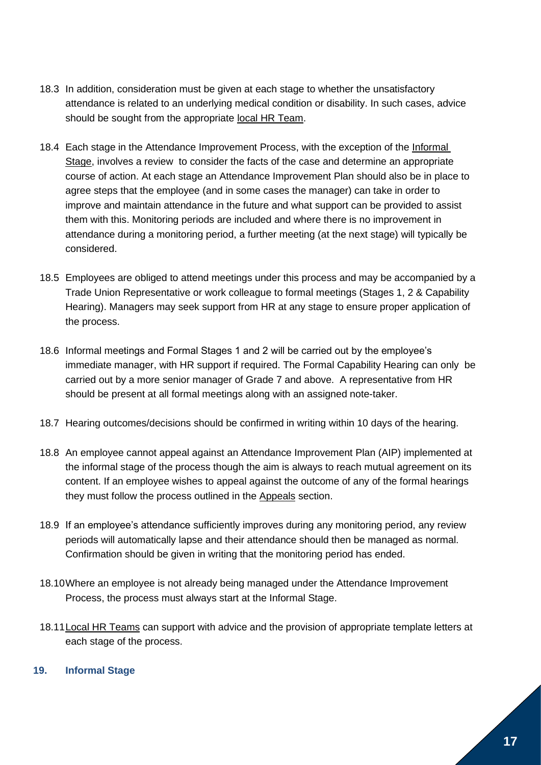18.3 In addition, consideration must be given at each stage to whether the unsatisfactory attendance is related to an underlying medical condition or disability. In such cases, advice should be sought from the appropriate local HR Team.

18.4 Each stage in the Attendance Improvement Process, with the exception of the Informal Stage, involves a review to consider the facts of the case and determine an appropriate course of action. At each stage an Attendance Improvement Plan should also be in place to agree steps that the employee (and in some cases the manager) can take in order to improve and maintain attendance in the future and what support can be provided to assist them with this. Monitoring periods are included and where there is no improvement in attendance during a monitoring period, a further meeting (at the next stage) will typically be considered.

18.5 Employees are obliged to attend meetings under this process and may be accompanied by a Trade Union Representative or work colleague to formal meetings (Stages 1, 2 & Capability Hearing). Managers may seek support from HR at any stage to ensure proper application of the process.

18.6 Informal meetings and Formal Stages 1 and 2 will be carried out by the employee's immediate manager, with HR support if required. The Formal Capability Hearing can only be carried out by a more senior manager of Grade 7 and above. A representative from HR should be present at all formal meetings along with an assigned note-taker.

18.7 Hearing outcomes/decisions should be confirmed in writing within 10 days of the hearing.

18.8 An employee cannot appeal against an Attendance Improvement Plan (AIP) implemented at the informal stage of the process though the aim is always to reach mutual agreement on its content. If an employee wishes to appeal against the outcome of any of the formal hearings they must follow the process outlined in the Appeals section.

18.9 If an employee's attendance sufficiently improves during any monitoring period, any review periods will automatically lapse and their attendance should then be managed as normal. Confirmation should be given in writing that the monitoring period has ended.

18.10 Where an employee is not already being managed under the Attendance Improvement Process, the process must always start at the Informal Stage.

18.11 Local HR Teams can support with advice and the provision of appropriate template letters at each stage of the process.

## 19. Informal Stage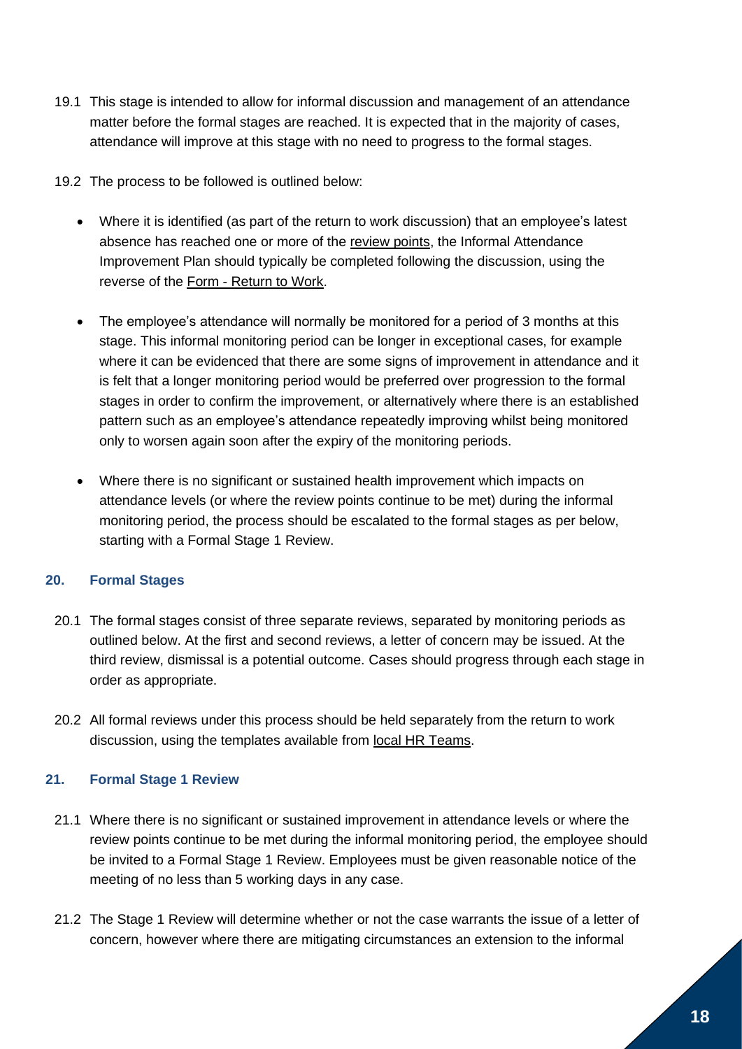19.1 This stage is intended to allow for informal discussion and management of an attendance matter before the formal stages are reached. It is expected that in the majority of cases, attendance will improve at this stage with no need to progress to the formal stages.

19.2 The process to be followed is outlined below:

- Where it is identified (as part of the return to work discussion) that an employee's latest absence has reached one or more of the review points, the Informal Attendance Improvement Plan should typically be completed following the discussion, using the reverse of the Form - Return to Work.
- The employee's attendance will normally be monitored for a period of 3 months at this stage. This informal monitoring period can be longer in exceptional cases, for example where it can be evidenced that there are some signs of improvement in attendance and it is felt that a longer monitoring period would be preferred over progression to the formal stages in order to confirm the improvement, or alternatively where there is an established pattern such as an employee's attendance repeatedly improving whilst being monitored only to worsen again soon after the expiry of the monitoring periods.
- Where there is no significant or sustained health improvement which impacts on attendance levels (or where the review points continue to be met) during the informal monitoring period, the process should be escalated to the formal stages as per below, starting with a Formal Stage 1 Review.

## 20. Formal Stages

20.1 The formal stages consist of three separate reviews, separated by monitoring periods as outlined below. At the first and second reviews, a letter of concern may be issued. At the third review, dismissal is a potential outcome. Cases should progress through each stage in order as appropriate.

20.2 All formal reviews under this process should be held separately from the return to work discussion, using the templates available from local HR Teams.

## 21. Formal Stage 1 Review

21.1 Where there is no significant or sustained improvement in attendance levels or where the review points continue to be met during the informal monitoring period, the employee should be invited to a Formal Stage 1 Review. Employees must be given reasonable notice of the meeting of no less than 5 working days in any case.

21.2 The Stage 1 Review will determine whether or not the case warrants the issue of a letter of concern, however where there are mitigating circumstances an extension to the informal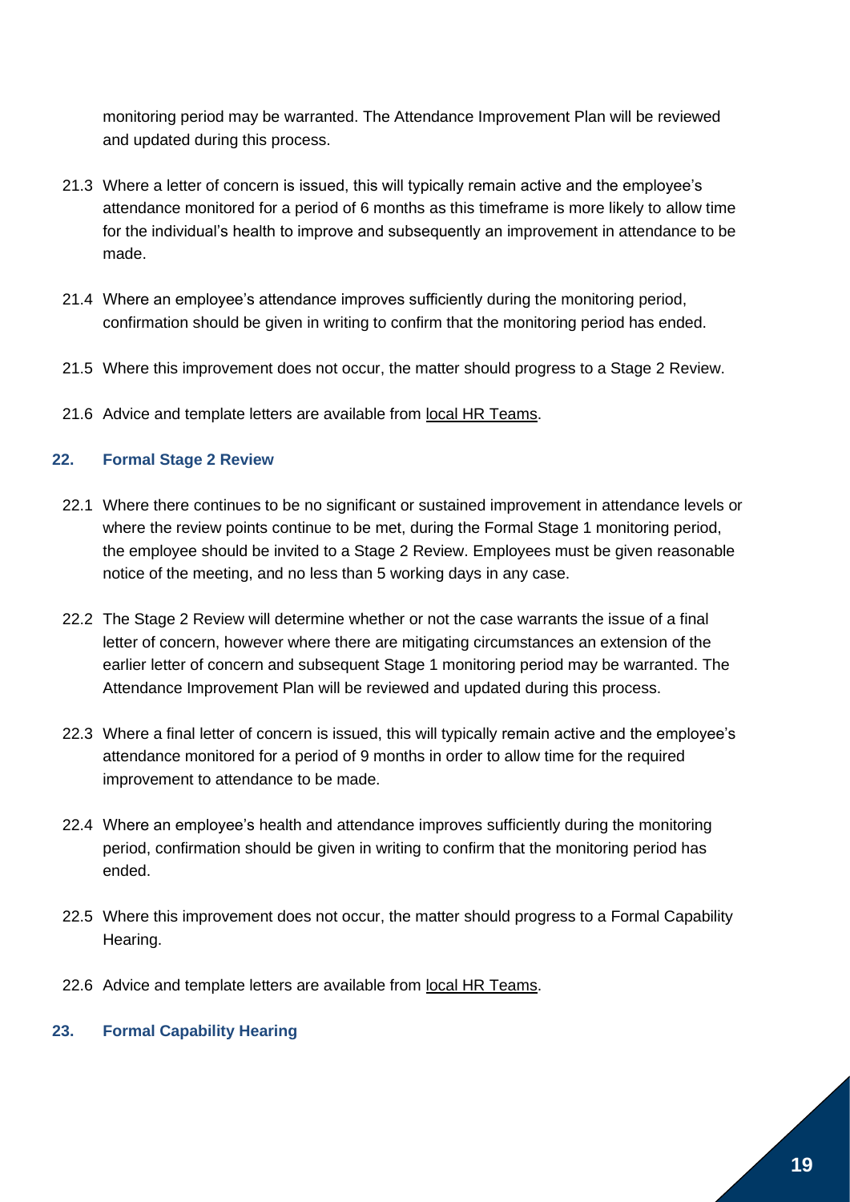monitoring period may be warranted. The Attendance Improvement Plan will be reviewed and updated during this process.

21.3 Where a letter of concern is issued, this will typically remain active and the employee's attendance monitored for a period of 6 months as this timeframe is more likely to allow time for the individual's health to improve and subsequently an improvement in attendance to be made.

21.4 Where an employee's attendance improves sufficiently during the monitoring period, confirmation should be given in writing to confirm that the monitoring period has ended.

21.5 Where this improvement does not occur, the matter should progress to a Stage 2 Review.

21.6 Advice and template letters are available from local HR Teams.

### 22. Formal Stage 2 Review

22.1 Where there continues to be no significant or sustained improvement in attendance levels or where the review points continue to be met, during the Formal Stage 1 monitoring period, the employee should be invited to a Stage 2 Review. Employees must be given reasonable notice of the meeting, and no less than 5 working days in any case.

22.2 The Stage 2 Review will determine whether or not the case warrants the issue of a final letter of concern, however where there are mitigating circumstances an extension of the earlier letter of concern and subsequent Stage 1 monitoring period may be warranted. The Attendance Improvement Plan will be reviewed and updated during this process.

22.3 Where a final letter of concern is issued, this will typically remain active and the employee's attendance monitored for a period of 9 months in order to allow time for the required improvement to attendance to be made.

22.4 Where an employee's health and attendance improves sufficiently during the monitoring period, confirmation should be given in writing to confirm that the monitoring period has ended.

22.5 Where this improvement does not occur, the matter should progress to a Formal Capability Hearing.

22.6 Advice and template letters are available from local HR Teams.

### 23. Formal Capability Hearing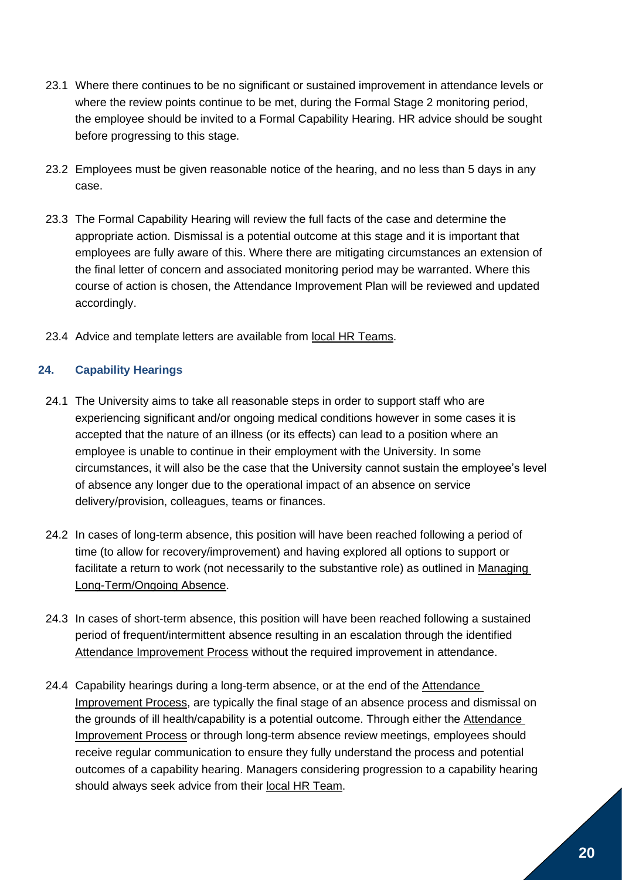23.1 Where there continues to be no significant or sustained improvement in attendance levels or where the review points continue to be met, during the Formal Stage 2 monitoring period, the employee should be invited to a Formal Capability Hearing. HR advice should be sought before progressing to this stage.

23.2 Employees must be given reasonable notice of the hearing, and no less than 5 days in any case.

23.3 The Formal Capability Hearing will review the full facts of the case and determine the appropriate action. Dismissal is a potential outcome at this stage and it is important that employees are fully aware of this. Where there are mitigating circumstances an extension of the final letter of concern and associated monitoring period may be warranted. Where this course of action is chosen, the Attendance Improvement Plan will be reviewed and updated accordingly.

23.4 Advice and template letters are available from local HR Teams.

### 24. Capability Hearings

24.1 The University aims to take all reasonable steps in order to support staff who are experiencing significant and/or ongoing medical conditions however in some cases it is accepted that the nature of an illness (or its effects) can lead to a position where an employee is unable to continue in their employment with the University. In some circumstances, it will also be the case that the University cannot sustain the employee's level of absence any longer due to the operational impact of an absence on service delivery/provision, colleagues, teams or finances.

24.2 In cases of long-term absence, this position will have been reached following a period of time (to allow for recovery/improvement) and having explored all options to support or facilitate a return to work (not necessarily to the substantive role) as outlined in Managing Long-Term/Ongoing Absence.

24.3 In cases of short-term absence, this position will have been reached following a sustained period of frequent/intermittent absence resulting in an escalation through the identified Attendance Improvement Process without the required improvement in attendance.

24.4 Capability hearings during a long-term absence, or at the end of the Attendance Improvement Process, are typically the final stage of an absence process and dismissal on the grounds of ill health/capability is a potential outcome. Through either the Attendance Improvement Process or through long-term absence review meetings, employees should receive regular communication to ensure they fully understand the process and potential outcomes of a capability hearing. Managers considering progression to a capability hearing should always seek advice from their local HR Team.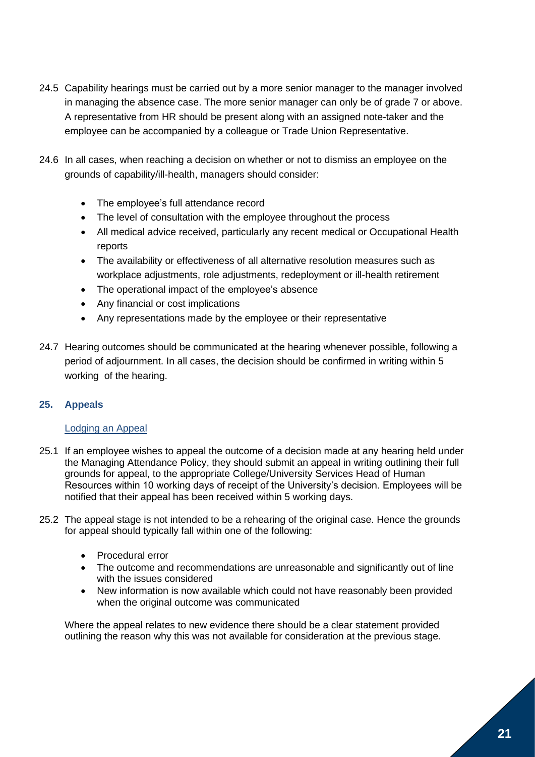24.5 Capability hearings must be carried out by a more senior manager to the manager involved in managing the absence case. The more senior manager can only be of grade 7 or above. A representative from HR should be present along with an assigned note-taker and the employee can be accompanied by a colleague or Trade Union Representative.

24.6 In all cases, when reaching a decision on whether or not to dismiss an employee on the grounds of capability/ill-health, managers should consider:

- The employee's full attendance record
- The level of consultation with the employee throughout the process
- All medical advice received, particularly any recent medical or Occupational Health reports
- The availability or effectiveness of all alternative resolution measures such as workplace adjustments, role adjustments, redeployment or ill-health retirement
- The operational impact of the employee's absence
- Any financial or cost implications
- Any representations made by the employee or their representative

24.7 Hearing outcomes should be communicated at the hearing whenever possible, following a period of adjournment. In all cases, the decision should be confirmed in writing within 5 working of the hearing.

## 25. Appeals

### Lodging an Appeal

25.1 If an employee wishes to appeal the outcome of a decision made at any hearing held under the Managing Attendance Policy, they should submit an appeal in writing outlining their full grounds for appeal, to the appropriate College/University Services Head of Human Resources within 10 working days of receipt of the University's decision. Employees will be notified that their appeal has been received within 5 working days.

25.2 The appeal stage is not intended to be a rehearing of the original case. Hence the grounds for appeal should typically fall within one of the following:

- Procedural error
- The outcome and recommendations are unreasonable and significantly out of line with the issues considered
- New information is now available which could not have reasonably been provided when the original outcome was communicated

Where the appeal relates to new evidence there should be a clear statement provided outlining the reason why this was not available for consideration at the previous stage.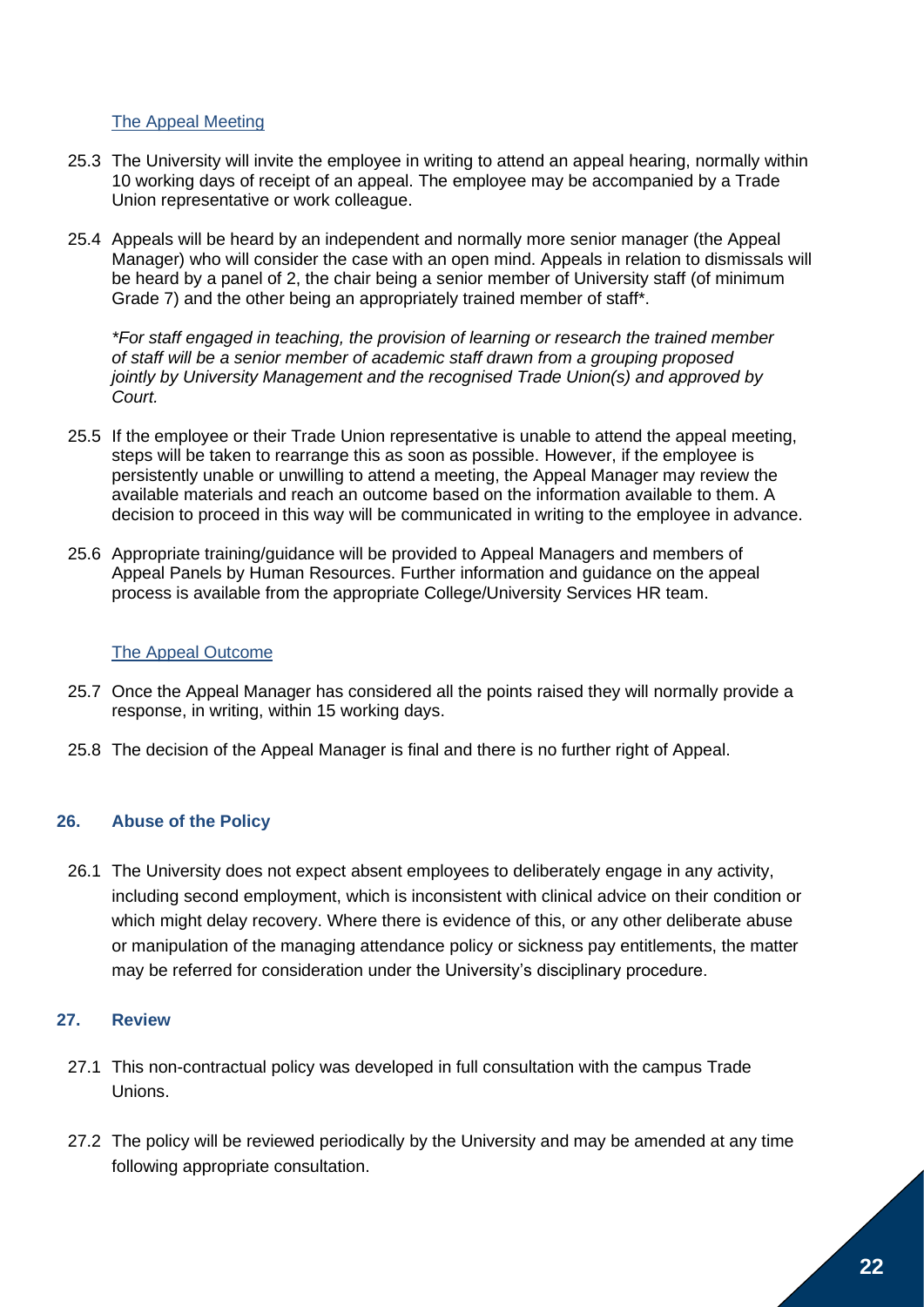### The Appeal Meeting

25.3 The University will invite the employee in writing to attend an appeal hearing, normally within 10 working days of receipt of an appeal. The employee may be accompanied by a Trade Union representative or work colleague.

25.4 Appeals will be heard by an independent and normally more senior manager (the Appeal Manager) who will consider the case with an open mind. Appeals in relation to dismissals will be heard by a panel of 2, the chair being a senior member of University staff (of minimum Grade 7) and the other being an appropriately trained member of staff*.

*\*For staff engaged in teaching, the provision of learning or research the trained member of staff will be a senior member of academic staff drawn from a grouping proposed jointly by University Management and the recognised Trade Union(s) and approved by Court.*

25.5 If the employee or their Trade Union representative is unable to attend the appeal meeting, steps will be taken to rearrange this as soon as possible. However, if the employee is persistently unable or unwilling to attend a meeting, the Appeal Manager may review the available materials and reach an outcome based on the information available to them. A decision to proceed in this way will be communicated in writing to the employee in advance.

25.6 Appropriate training/guidance will be provided to Appeal Managers and members of Appeal Panels by Human Resources. Further information and guidance on the appeal process is available from the appropriate College/University Services HR team.

### The Appeal Outcome

25.7 Once the Appeal Manager has considered all the points raised they will normally provide a response, in writing, within 15 working days.

25.8 The decision of the Appeal Manager is final and there is no further right of Appeal.

## 26. Abuse of the Policy

26.1 The University does not expect absent employees to deliberately engage in any activity, including second employment, which is inconsistent with clinical advice on their condition or which might delay recovery. Where there is evidence of this, or any other deliberate abuse or manipulation of the managing attendance policy or sickness pay entitlements, the matter may be referred for consideration under the University's disciplinary procedure.

## 27. Review

27.1 This non-contractual policy was developed in full consultation with the campus Trade Unions.

27.2 The policy will be reviewed periodically by the University and may be amended at any time following appropriate consultation.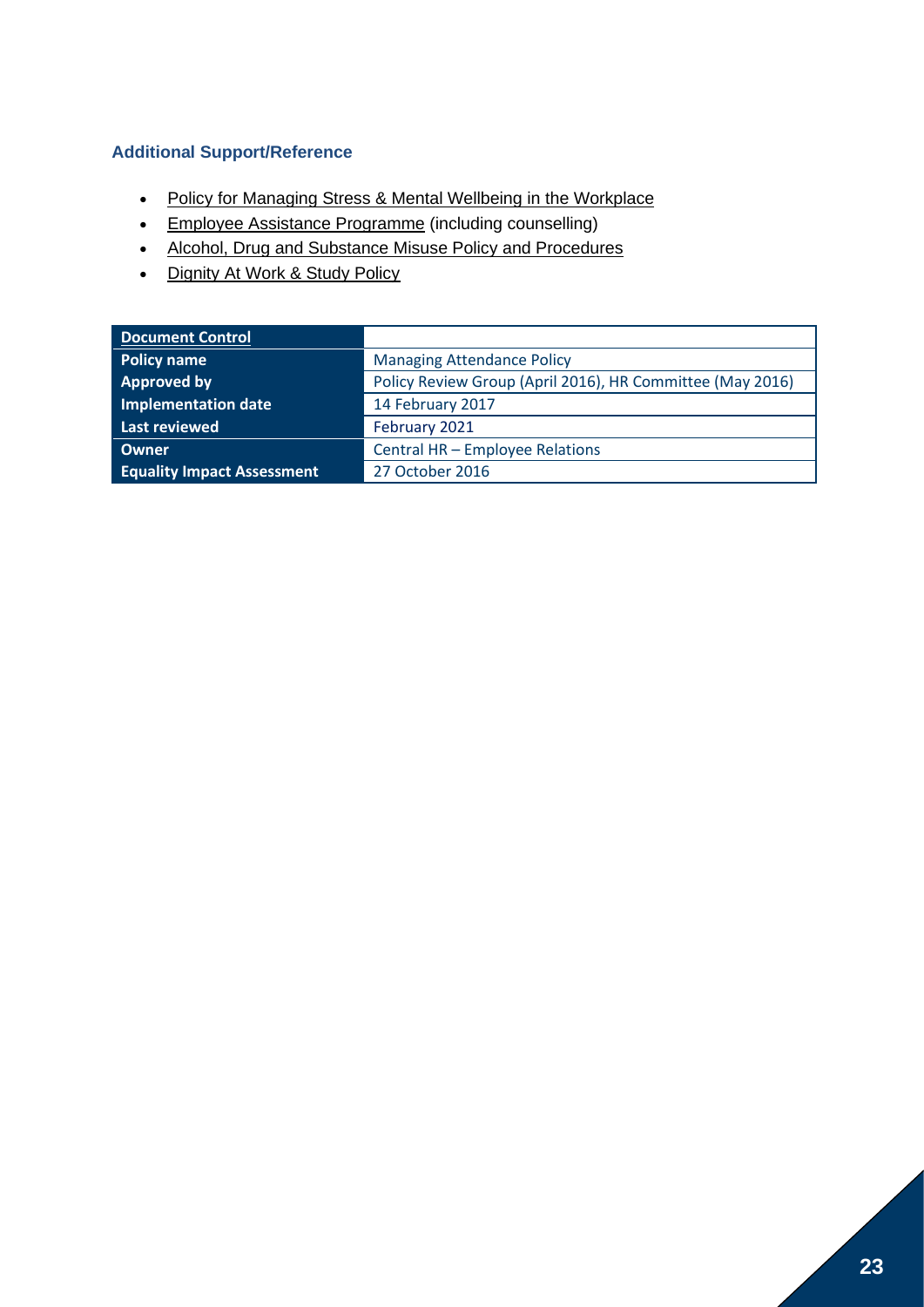### Additional Support/Reference

- Policy for Managing Stress & Mental Wellbeing in the Workplace
- Employee Assistance Programme (including counselling)
- Alcohol, Drug and Substance Misuse Policy and Procedures
- Dignity At Work & Study Policy

| **Document Control** | |
|---|---|
| **Policy name** | Managing Attendance Policy |
| **Approved by** | Policy Review Group (April 2016), HR Committee (May 2016) |
| **Implementation date** | 14 February 2017 |
| **Last reviewed** | February 2021 |
| **Owner** | Central HR – Employee Relations |
| **Equality Impact Assessment** | 27 October 2016 |